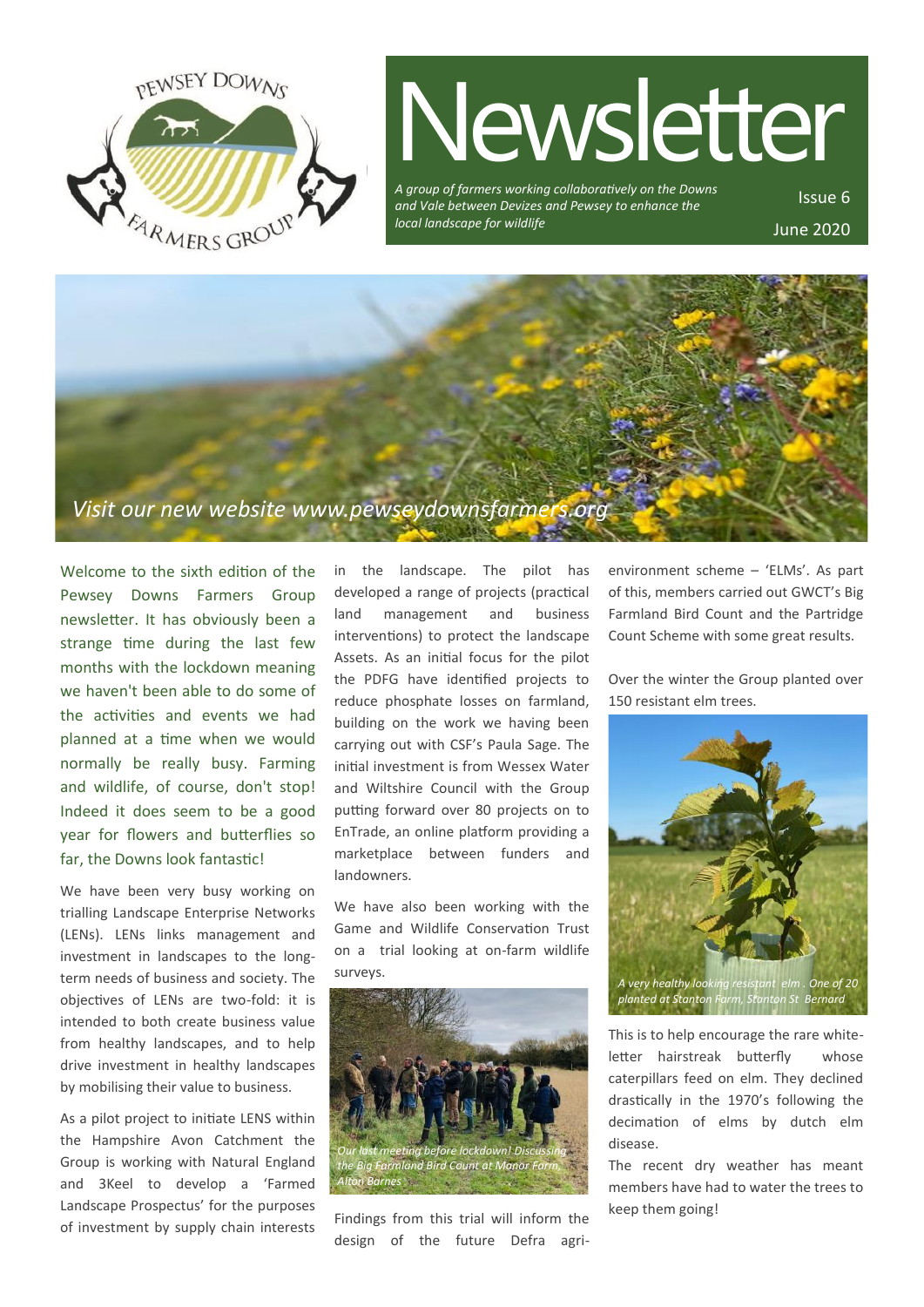PEWSEY DOWNS FARMERS GROUP

# Newsletter

*A group of farmers working collaboratively on the Downs and Vale between Devizes and Pewsey to enhance the local landscape for wildlife*

Issue 6

June 2020

*Visit our new website www.pewseydownsfarmers.org*

Welcome to the sixth edition of the Pewsey Downs Farmers Group newsletter. It has obviously been a strange time during the last few months with the lockdown meaning we haven't been able to do some of the activities and events we had planned at a time when we would normally be really busy. Farming and wildlife, of course, don't stop! Indeed it does seem to be a good year for flowers and butterflies so far, the Downs look fantastic!

We have been very busy working on trialling Landscape Enterprise Networks (LENs). LENs links management and investment in landscapes to the long-term needs of business and society. The objectives of LENs are two-fold: it is intended to both create business value from healthy landscapes, and to help drive investment in healthy landscapes by mobilising their value to business.

As a pilot project to initiate LENS within the Hampshire Avon Catchment the Group is working with Natural England and 3Keel to develop a 'Farmed Landscape Prospectus' for the purposes of investment by supply chain interests in the landscape. The pilot has developed a range of projects (practical land management and business interventions) to protect the landscape Assets. As an initial focus for the pilot the PDFG have identified projects to reduce phosphate losses on farmland, building on the work we having been carrying out with CSF's Paula Sage. The initial investment is from Wessex Water and Wiltshire Council with the Group putting forward over 80 projects on to EnTrade, an online platform providing a marketplace between funders and landowners.

We have also been working with the Game and Wildlife Conservation Trust on a trial looking at on-farm wildlife surveys.

*Our last meeting before lockdown! Discussing the Big Farmland Bird Count at Manor Farm, Alton Barnes*

Findings from this trial will inform the design of the future Defra agri-environment scheme – 'ELMs'. As part of this, members carried out GWCT's Big Farmland Bird Count and the Partridge Count Scheme with some great results.

Over the winter the Group planted over 150 resistant elm trees.

*A very healthy looking resistant elm . One of 20 planted at Stanton Farm, Stanton St Bernard*

This is to help encourage the rare white-letter hairstreak butterfly whose caterpillars feed on elm. They declined drastically in the 1970's following the decimation of elms by dutch elm disease.

The recent dry weather has meant members have had to water the trees to keep them going!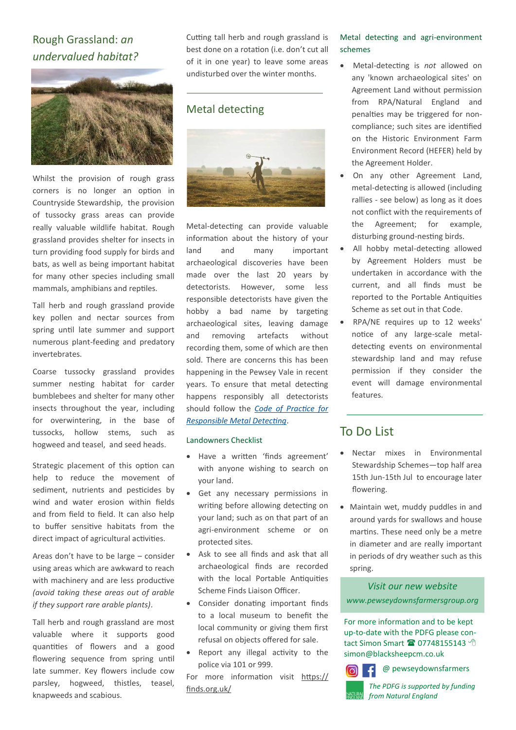## Rough Grassland: *an undervalued habitat?*

Whilst the provision of rough grass corners is no longer an option in Countryside Stewardship, the provision of tussocky grass areas can provide really valuable wildlife habitat. Rough grassland provides shelter for insects in turn providing food supply for birds and bats, as well as being important habitat for many other species including small mammals, amphibians and reptiles.

Tall herb and rough grassland provide key pollen and nectar sources from spring until late summer and support numerous plant-feeding and predatory invertebrates.

Coarse tussocky grassland provides summer nesting habitat for carder bumblebees and shelter for many other insects throughout the year, including for overwintering, in the base of tussocks, hollow stems, such as hogweed and teasel, and seed heads.

Strategic placement of this option can help to reduce the movement of sediment, nutrients and pesticides by wind and water erosion within fields and from field to field. It can also help to buffer sensitive habitats from the direct impact of agricultural activities.

Areas don't have to be large – consider using areas which are awkward to reach with machinery and are less productive *(avoid taking these areas out of arable if they support rare arable plants)*.

Tall herb and rough grassland are most valuable where it supports good quantities of flowers and a good flowering sequence from spring until late summer. Key flowers include cow parsley, hogweed, thistles, teasel, knapweeds and scabious.

Cutting tall herb and rough grassland is best done on a rotation (i.e. don't cut all of it in one year) to leave some areas undisturbed over the winter months.

---

## Metal detecting

Metal-detecting can provide valuable information about the history of your land and many important archaeological discoveries have been made over the last 20 years by detectorists. However, some less responsible detectorists have given the hobby a bad name by targeting archaeological sites, leaving damage and removing artefacts without recording them, some of which are then sold. There are concerns this has been happening in the Pewsey Vale in recent years. To ensure that metal detecting happens responsibly all detectorists should follow the *Code of Practice for Responsible Metal Detecting*.

### Landowners Checklist

- Have a written 'finds agreement' with anyone wishing to search on your land.
- Get any necessary permissions in writing before allowing detecting on your land; such as on that part of an agri-environment scheme or on protected sites.
- Ask to see all finds and ask that all archaeological finds are recorded with the local Portable Antiquities Scheme Finds Liaison Officer.
- Consider donating important finds to a local museum to benefit the local community or giving them first refusal on objects offered for sale.
- Report any illegal activity to the police via 101 or 999.

For more information visit https://finds.org.uk/

### Metal detecting and agri-environment schemes

- Metal-detecting is *not* allowed on any 'known archaeological sites' on Agreement Land without permission from RPA/Natural England and penalties may be triggered for non-compliance; such sites are identified on the Historic Environment Farm Environment Record (HEFER) held by the Agreement Holder.
- On any other Agreement Land, metal-detecting is allowed (including rallies - see below) as long as it does not conflict with the requirements of the Agreement; for example, disturbing ground-nesting birds.
- All hobby metal-detecting allowed by Agreement Holders must be undertaken in accordance with the current, and all finds must be reported to the Portable Antiquities Scheme as set out in that Code.
- RPA/NE requires up to 12 weeks' notice of any large-scale metal-detecting events on environmental stewardship land and may refuse permission if they consider the event will damage environmental features.

---

## To Do List

- Nectar mixes in Environmental Stewardship Schemes—top half area 15th Jun-15th Jul to encourage later flowering.
- Maintain wet, muddy puddles in and around yards for swallows and house martins. These need only be a metre in diameter and are really important in periods of dry weather such as this spring.

*Visit our new website*
*www.pewseydownsfarmersgroup.org*

For more information and to be kept up-to-date with the PDFG please contact Simon Smart ☎ 07748155143 simon@blacksheepcm.co.uk

@ pewseydownsfarmers

*The PDFG is supported by funding from Natural England*